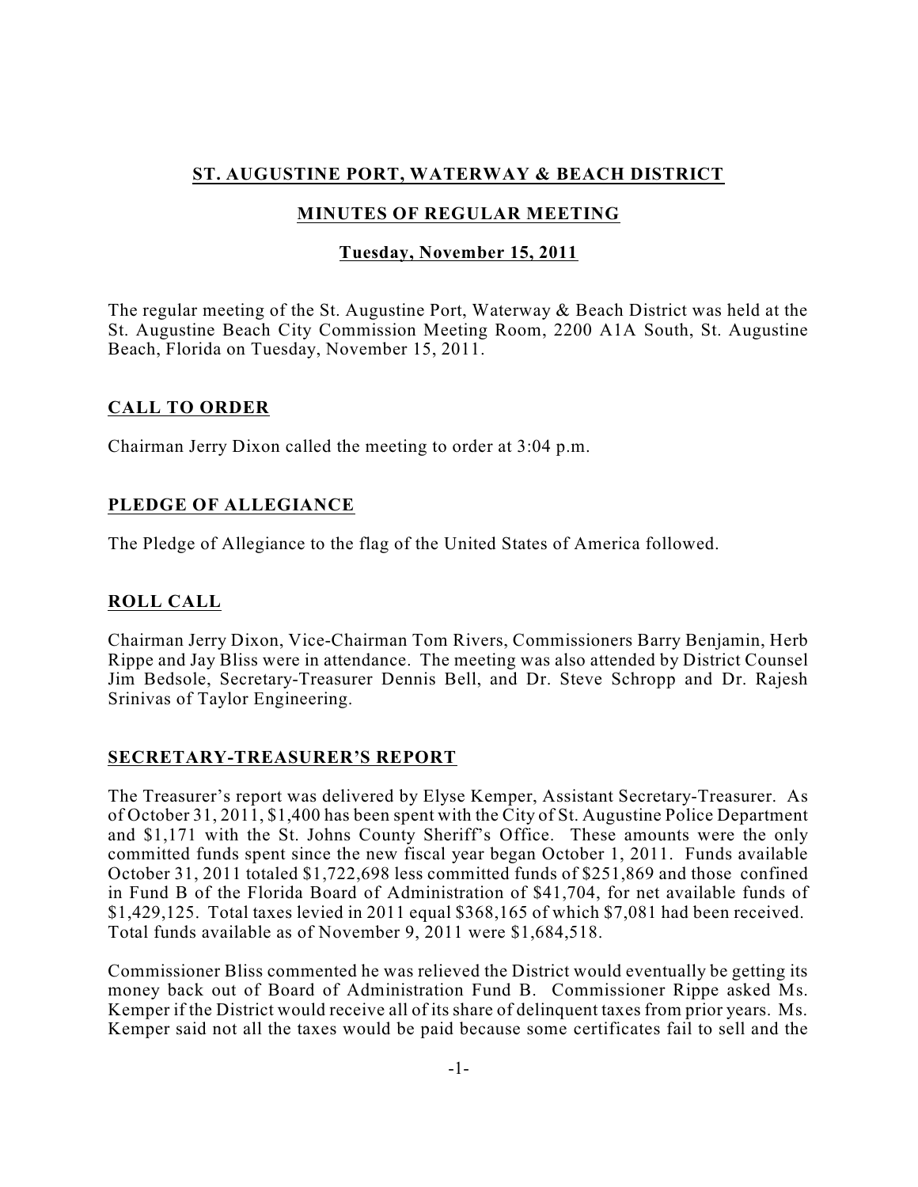# ST. AUGUSTINE PORT, WATERWAY & BEACH DISTRICT

## MINUTES OF REGULAR MEETING

### Tuesday, November 15, 2011

The regular meeting of the St. Augustine Port, Waterway & Beach District was held at the St. Augustine Beach City Commission Meeting Room, 2200 A1A South, St. Augustine Beach, Florida on Tuesday, November 15, 2011.

## CALL TO ORDER

Chairman Jerry Dixon called the meeting to order at 3:04 p.m.

## PLEDGE OF ALLEGIANCE

The Pledge of Allegiance to the flag of the United States of America followed.

## ROLL CALL

Chairman Jerry Dixon, Vice-Chairman Tom Rivers, Commissioners Barry Benjamin, Herb Rippe and Jay Bliss were in attendance. The meeting was also attended by District Counsel Jim Bedsole, Secretary-Treasurer Dennis Bell, and Dr. Steve Schropp and Dr. Rajesh Srinivas of Taylor Engineering.

## SECRETARY-TREASURER'S REPORT

The Treasurer's report was delivered by Elyse Kemper, Assistant Secretary-Treasurer. As of October 31, 2011, $1,400 has been spent with the City of St. Augustine Police Department and $1,171 with the St. Johns County Sheriff's Office. These amounts were the only committed funds spent since the new fiscal year began October 1, 2011. Funds available October 31, 2011 totaled $1,722,698 less committed funds of $251,869 and those confined in Fund B of the Florida Board of Administration of $41,704, for net available funds of $1,429,125. Total taxes levied in 2011 equal $368,165 of which $7,081 had been received. Total funds available as of November 9, 2011 were $1,684,518.

Commissioner Bliss commented he was relieved the District would eventually be getting its money back out of Board of Administration Fund B. Commissioner Rippe asked Ms. Kemper if the District would receive all of its share of delinquent taxes from prior years. Ms. Kemper said not all the taxes would be paid because some certificates fail to sell and the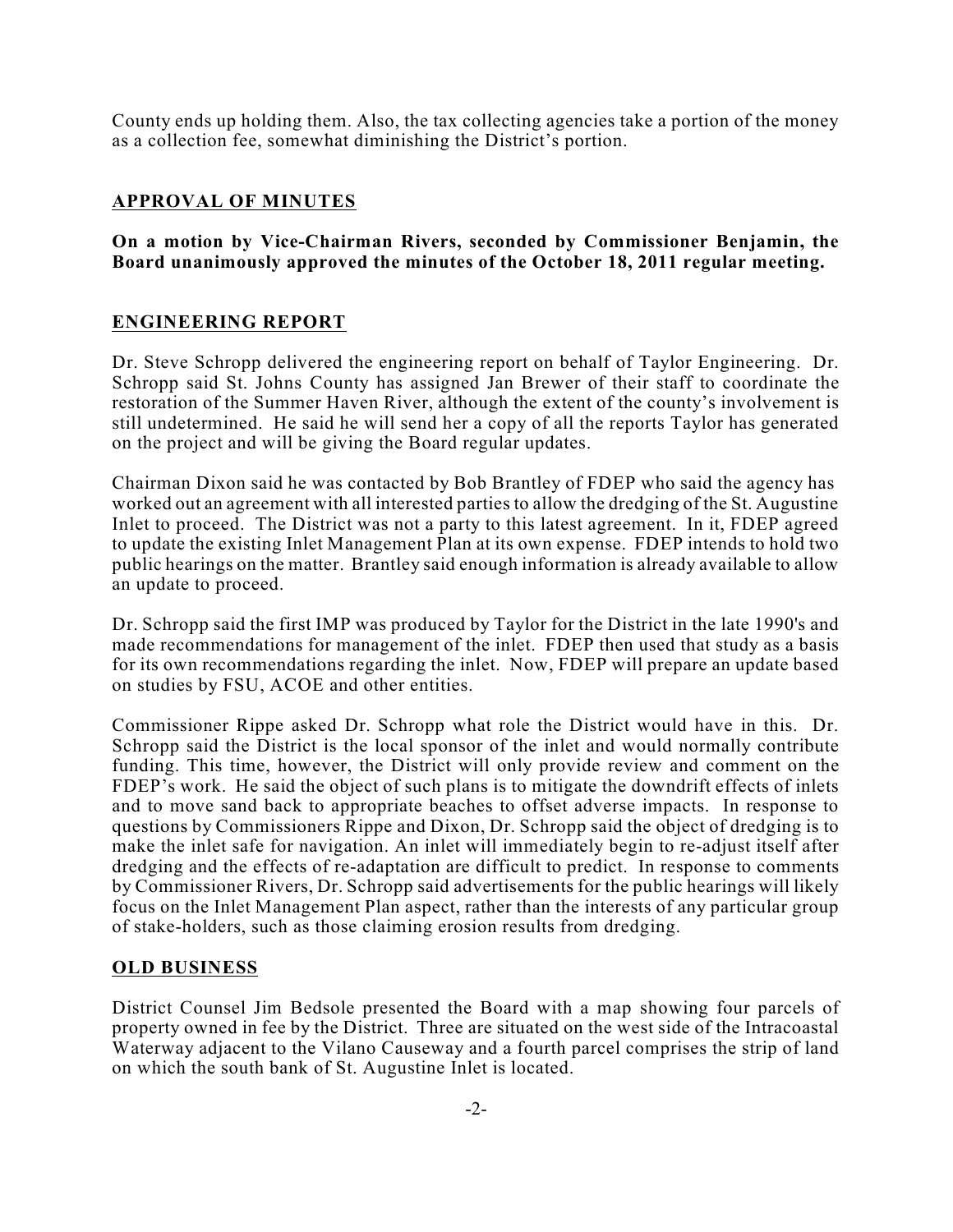County ends up holding them. Also, the tax collecting agencies take a portion of the money as a collection fee, somewhat diminishing the District's portion.

## APPROVAL OF MINUTES

**On a motion by Vice-Chairman Rivers, seconded by Commissioner Benjamin, the Board unanimously approved the minutes of the October 18, 2011 regular meeting.**

## ENGINEERING REPORT

Dr. Steve Schropp delivered the engineering report on behalf of Taylor Engineering. Dr. Schropp said St. Johns County has assigned Jan Brewer of their staff to coordinate the restoration of the Summer Haven River, although the extent of the county's involvement is still undetermined. He said he will send her a copy of all the reports Taylor has generated on the project and will be giving the Board regular updates.

Chairman Dixon said he was contacted by Bob Brantley of FDEP who said the agency has worked out an agreement with all interested parties to allow the dredging of the St. Augustine Inlet to proceed. The District was not a party to this latest agreement. In it, FDEP agreed to update the existing Inlet Management Plan at its own expense. FDEP intends to hold two public hearings on the matter. Brantley said enough information is already available to allow an update to proceed.

Dr. Schropp said the first IMP was produced by Taylor for the District in the late 1990's and made recommendations for management of the inlet. FDEP then used that study as a basis for its own recommendations regarding the inlet. Now, FDEP will prepare an update based on studies by FSU, ACOE and other entities.

Commissioner Rippe asked Dr. Schropp what role the District would have in this. Dr. Schropp said the District is the local sponsor of the inlet and would normally contribute funding. This time, however, the District will only provide review and comment on the FDEP's work. He said the object of such plans is to mitigate the downdrift effects of inlets and to move sand back to appropriate beaches to offset adverse impacts. In response to questions by Commissioners Rippe and Dixon, Dr. Schropp said the object of dredging is to make the inlet safe for navigation. An inlet will immediately begin to re-adjust itself after dredging and the effects of re-adaptation are difficult to predict. In response to comments by Commissioner Rivers, Dr. Schropp said advertisements for the public hearings will likely focus on the Inlet Management Plan aspect, rather than the interests of any particular group of stake-holders, such as those claiming erosion results from dredging.

## OLD BUSINESS

District Counsel Jim Bedsole presented the Board with a map showing four parcels of property owned in fee by the District. Three are situated on the west side of the Intracoastal Waterway adjacent to the Vilano Causeway and a fourth parcel comprises the strip of land on which the south bank of St. Augustine Inlet is located.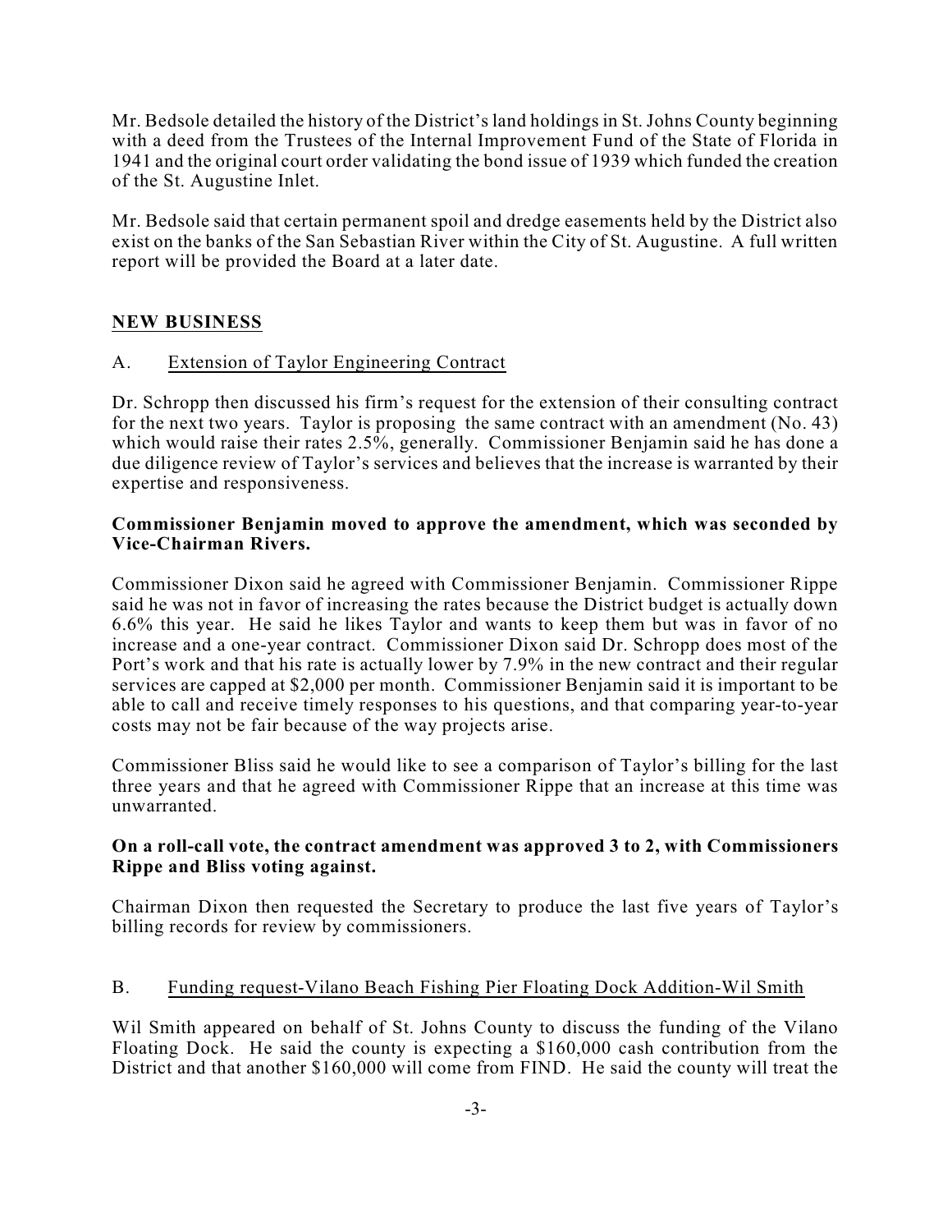Mr. Bedsole detailed the history of the District's land holdings in St. Johns County beginning with a deed from the Trustees of the Internal Improvement Fund of the State of Florida in 1941 and the original court order validating the bond issue of 1939 which funded the creation of the St. Augustine Inlet.

Mr. Bedsole said that certain permanent spoil and dredge easements held by the District also exist on the banks of the San Sebastian River within the City of St. Augustine. A full written report will be provided the Board at a later date.

## NEW BUSINESS

A. Extension of Taylor Engineering Contract

Dr. Schropp then discussed his firm's request for the extension of their consulting contract for the next two years. Taylor is proposing the same contract with an amendment (No. 43) which would raise their rates 2.5%, generally. Commissioner Benjamin said he has done a due diligence review of Taylor's services and believes that the increase is warranted by their expertise and responsiveness.

**Commissioner Benjamin moved to approve the amendment, which was seconded by Vice-Chairman Rivers.**

Commissioner Dixon said he agreed with Commissioner Benjamin. Commissioner Rippe said he was not in favor of increasing the rates because the District budget is actually down 6.6% this year. He said he likes Taylor and wants to keep them but was in favor of no increase and a one-year contract. Commissioner Dixon said Dr. Schropp does most of the Port's work and that his rate is actually lower by 7.9% in the new contract and their regular services are capped at $2,000 per month. Commissioner Benjamin said it is important to be able to call and receive timely responses to his questions, and that comparing year-to-year costs may not be fair because of the way projects arise.

Commissioner Bliss said he would like to see a comparison of Taylor's billing for the last three years and that he agreed with Commissioner Rippe that an increase at this time was unwarranted.

**On a roll-call vote, the contract amendment was approved 3 to 2, with Commissioners Rippe and Bliss voting against.**

Chairman Dixon then requested the Secretary to produce the last five years of Taylor's billing records for review by commissioners.

B. Funding request-Vilano Beach Fishing Pier Floating Dock Addition-Wil Smith

Wil Smith appeared on behalf of St. Johns County to discuss the funding of the Vilano Floating Dock. He said the county is expecting a $160,000 cash contribution from the District and that another $160,000 will come from FIND. He said the county will treat the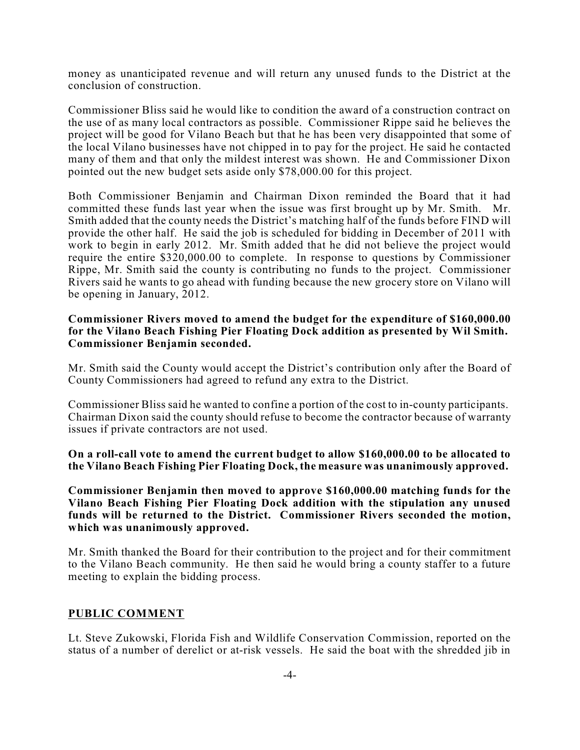money as unanticipated revenue and will return any unused funds to the District at the conclusion of construction.

Commissioner Bliss said he would like to condition the award of a construction contract on the use of as many local contractors as possible. Commissioner Rippe said he believes the project will be good for Vilano Beach but that he has been very disappointed that some of the local Vilano businesses have not chipped in to pay for the project. He said he contacted many of them and that only the mildest interest was shown. He and Commissioner Dixon pointed out the new budget sets aside only $78,000.00 for this project.

Both Commissioner Benjamin and Chairman Dixon reminded the Board that it had committed these funds last year when the issue was first brought up by Mr. Smith. Mr. Smith added that the county needs the District's matching half of the funds before FIND will provide the other half. He said the job is scheduled for bidding in December of 2011 with work to begin in early 2012. Mr. Smith added that he did not believe the project would require the entire $320,000.00 to complete. In response to questions by Commissioner Rippe, Mr. Smith said the county is contributing no funds to the project. Commissioner Rivers said he wants to go ahead with funding because the new grocery store on Vilano will be opening in January, 2012.

**Commissioner Rivers moved to amend the budget for the expenditure of $160,000.00 for the Vilano Beach Fishing Pier Floating Dock addition as presented by Wil Smith. Commissioner Benjamin seconded.**

Mr. Smith said the County would accept the District's contribution only after the Board of County Commissioners had agreed to refund any extra to the District.

Commissioner Bliss said he wanted to confine a portion of the cost to in-county participants. Chairman Dixon said the county should refuse to become the contractor because of warranty issues if private contractors are not used.

**On a roll-call vote to amend the current budget to allow $160,000.00 to be allocated to the Vilano Beach Fishing Pier Floating Dock, the measure was unanimously approved.**

**Commissioner Benjamin then moved to approve $160,000.00 matching funds for the Vilano Beach Fishing Pier Floating Dock addition with the stipulation any unused funds will be returned to the District. Commissioner Rivers seconded the motion, which was unanimously approved.**

Mr. Smith thanked the Board for their contribution to the project and for their commitment to the Vilano Beach community. He then said he would bring a county staffer to a future meeting to explain the bidding process.

## PUBLIC COMMENT

Lt. Steve Zukowski, Florida Fish and Wildlife Conservation Commission, reported on the status of a number of derelict or at-risk vessels. He said the boat with the shredded jib in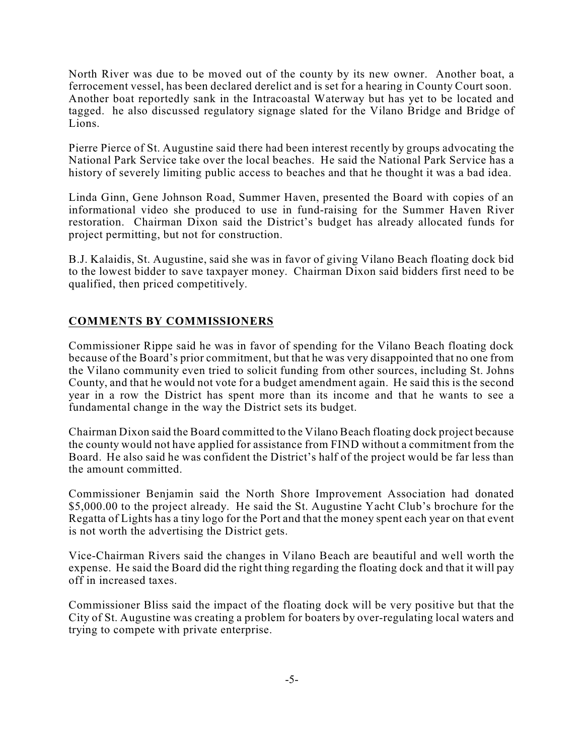North River was due to be moved out of the county by its new owner. Another boat, a ferrocement vessel, has been declared derelict and is set for a hearing in County Court soon. Another boat reportedly sank in the Intracoastal Waterway but has yet to be located and tagged. he also discussed regulatory signage slated for the Vilano Bridge and Bridge of Lions.

Pierre Pierce of St. Augustine said there had been interest recently by groups advocating the National Park Service take over the local beaches. He said the National Park Service has a history of severely limiting public access to beaches and that he thought it was a bad idea.

Linda Ginn, Gene Johnson Road, Summer Haven, presented the Board with copies of an informational video she produced to use in fund-raising for the Summer Haven River restoration. Chairman Dixon said the District's budget has already allocated funds for project permitting, but not for construction.

B.J. Kalaidis, St. Augustine, said she was in favor of giving Vilano Beach floating dock bid to the lowest bidder to save taxpayer money. Chairman Dixon said bidders first need to be qualified, then priced competitively.

## COMMENTS BY COMMISSIONERS

Commissioner Rippe said he was in favor of spending for the Vilano Beach floating dock because of the Board's prior commitment, but that he was very disappointed that no one from the Vilano community even tried to solicit funding from other sources, including St. Johns County, and that he would not vote for a budget amendment again. He said this is the second year in a row the District has spent more than its income and that he wants to see a fundamental change in the way the District sets its budget.

Chairman Dixon said the Board committed to the Vilano Beach floating dock project because the county would not have applied for assistance from FIND without a commitment from the Board. He also said he was confident the District's half of the project would be far less than the amount committed.

Commissioner Benjamin said the North Shore Improvement Association had donated $5,000.00 to the project already. He said the St. Augustine Yacht Club's brochure for the Regatta of Lights has a tiny logo for the Port and that the money spent each year on that event is not worth the advertising the District gets.

Vice-Chairman Rivers said the changes in Vilano Beach are beautiful and well worth the expense. He said the Board did the right thing regarding the floating dock and that it will pay off in increased taxes.

Commissioner Bliss said the impact of the floating dock will be very positive but that the City of St. Augustine was creating a problem for boaters by over-regulating local waters and trying to compete with private enterprise.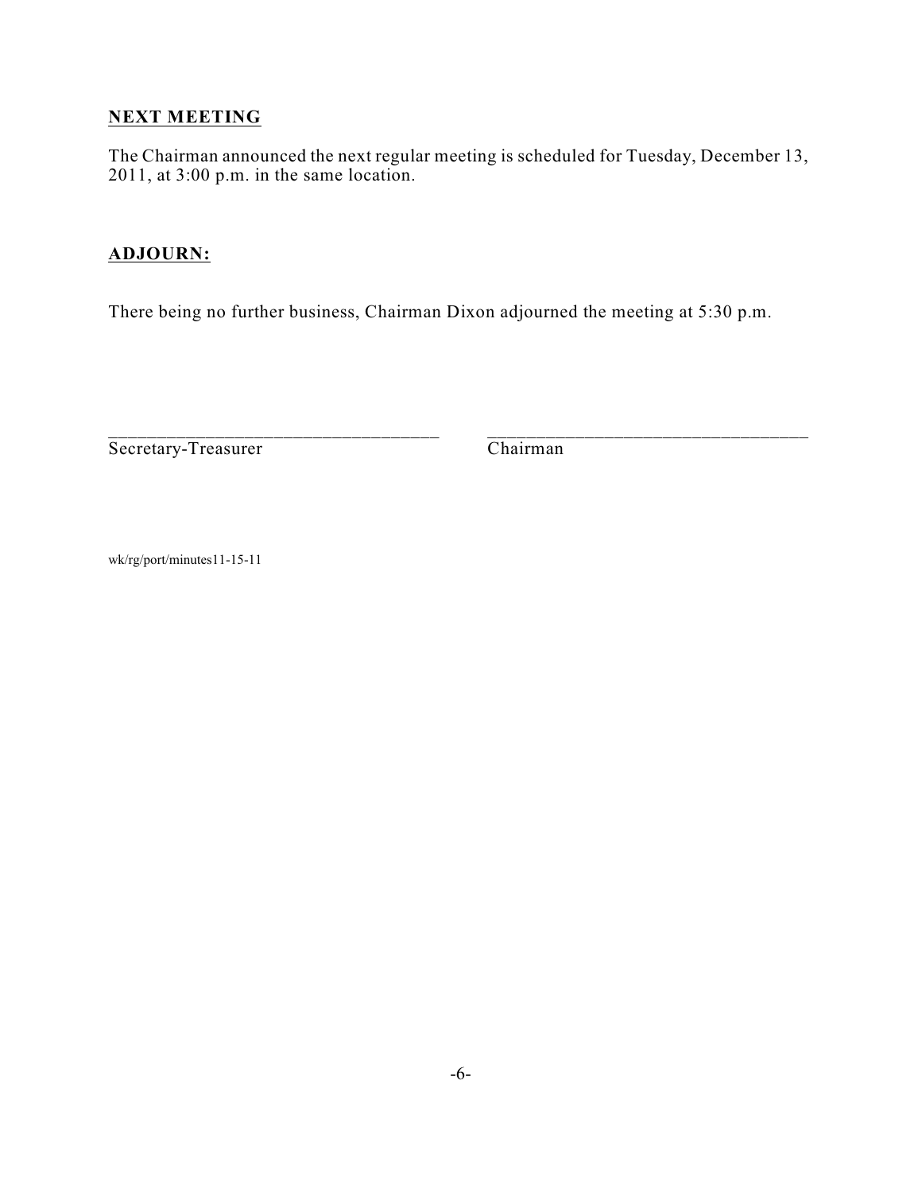## NEXT MEETING

The Chairman announced the next regular meeting is scheduled for Tuesday, December 13, 2011, at 3:00 p.m. in the same location.

## ADJOURN:

There being no further business, Chairman Dixon adjourned the meeting at 5:30 p.m.

| | |
|---|---|
| ___________________________________ | ___________________________________ |
| Secretary-Treasurer | Chairman |

wk/rg/port/minutes11-15-11